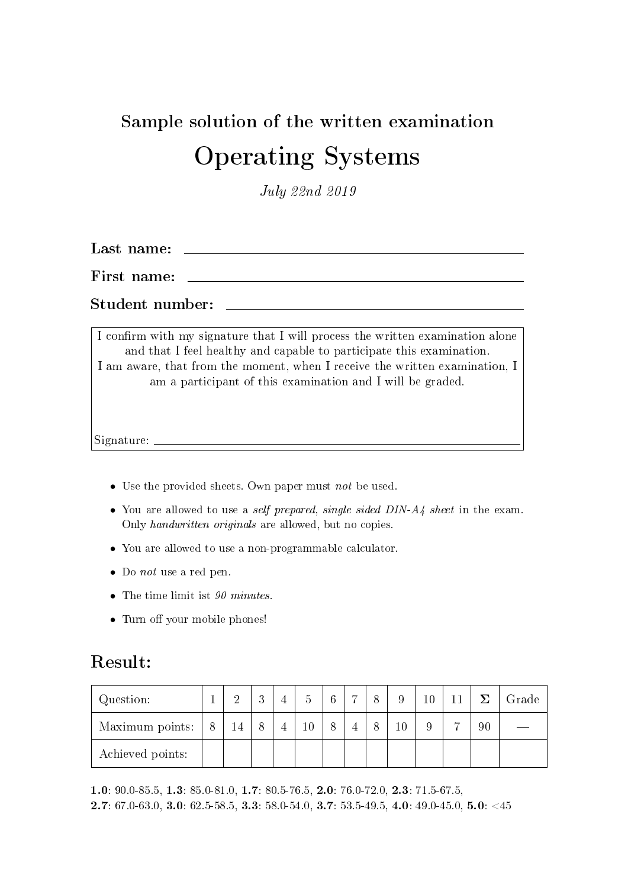## Sample solution of the written examination

# Operating Systems

*July 22nd 2019*

**Last name:** ____________________

**First name:** ____________________

**Student number:** ____________________

I confirm with my signature that I will process the written examination alone and that I feel healthy and capable to participate this examination.
I am aware, that from the moment, when I receive the written examination, I am a participant of this examination and I will be graded.

Signature: ____________________

- Use the provided sheets. Own paper must *not* be used.
- You are allowed to use a *self prepared, single sided DIN-A4 sheet* in the exam. Only *handwritten originals* are allowed, but no copies.
- You are allowed to use a non-programmable calculator.
- Do *not* use a red pen.
- The time limit ist *90 minutes*.
- Turn off your mobile phones!

## Result:

| Question: | 1 | 2 | 3 | 4 | 5 | 6 | 7 | 8 | 9 | 10 | 11 | Σ | Grade |
|---|---|---|---|---|---|---|---|---|---|---|---|---|---|
| Maximum points: | 8 | 14 | 8 | 4 | 10 | 8 | 4 | 8 | 10 | 9 | 7 | 90 | — |
| Achieved points: | | | | | | | | | | | | | |

**1.0**: 90.0-85.5, **1.3**: 85.0-81.0, **1.7**: 80.5-76.5, **2.0**: 76.0-72.0, **2.3**: 71.5-67.5,
**2.7**: 67.0-63.0, **3.0**: 62.5-58.5, **3.3**: 58.0-54.0, **3.7**: 53.5-49.5, **4.0**: 49.0-45.0, **5.0**: <45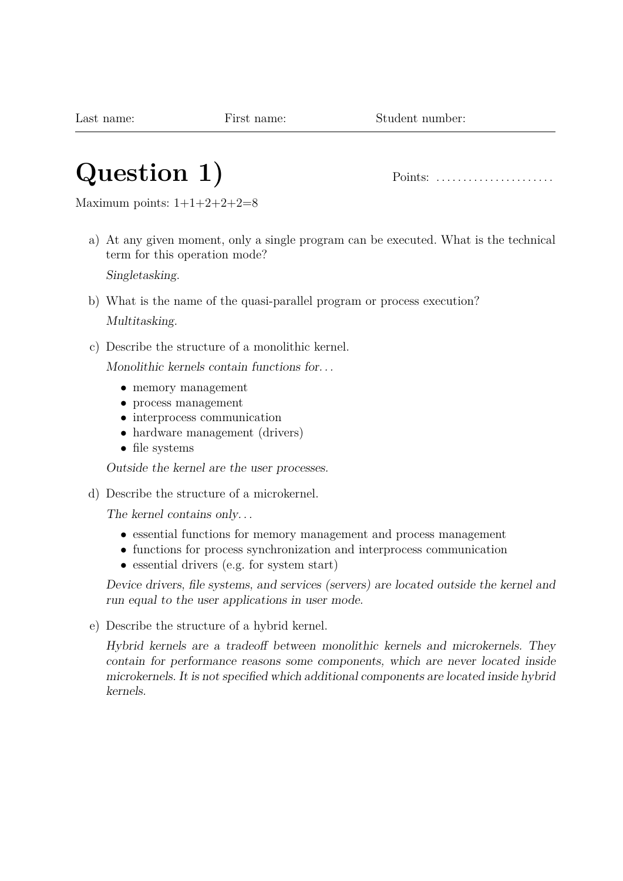Last name: First name: Student number:

# Question 1)

Points: ......................

Maximum points: 1+1+2+2+2=8

a) At any given moment, only a single program can be executed. What is the technical term for this operation mode?

   *Singletasking.*

b) What is the name of the quasi-parallel program or process execution?

   *Multitasking.*

c) Describe the structure of a monolithic kernel.

   *Monolithic kernels contain functions for...*

   - memory management
   - process management
   - interprocess communication
   - hardware management (drivers)
   - file systems

   *Outside the kernel are the user processes.*

d) Describe the structure of a microkernel.

   *The kernel contains only...*

   - essential functions for memory management and process management
   - functions for process synchronization and interprocess communication
   - essential drivers (e.g. for system start)

   *Device drivers, file systems, and services (servers) are located outside the kernel and run equal to the user applications in user mode.*

e) Describe the structure of a hybrid kernel.

   *Hybrid kernels are a tradeoff between monolithic kernels and microkernels. They contain for performance reasons some components, which are never located inside microkernels. It is not specified which additional components are located inside hybrid kernels.*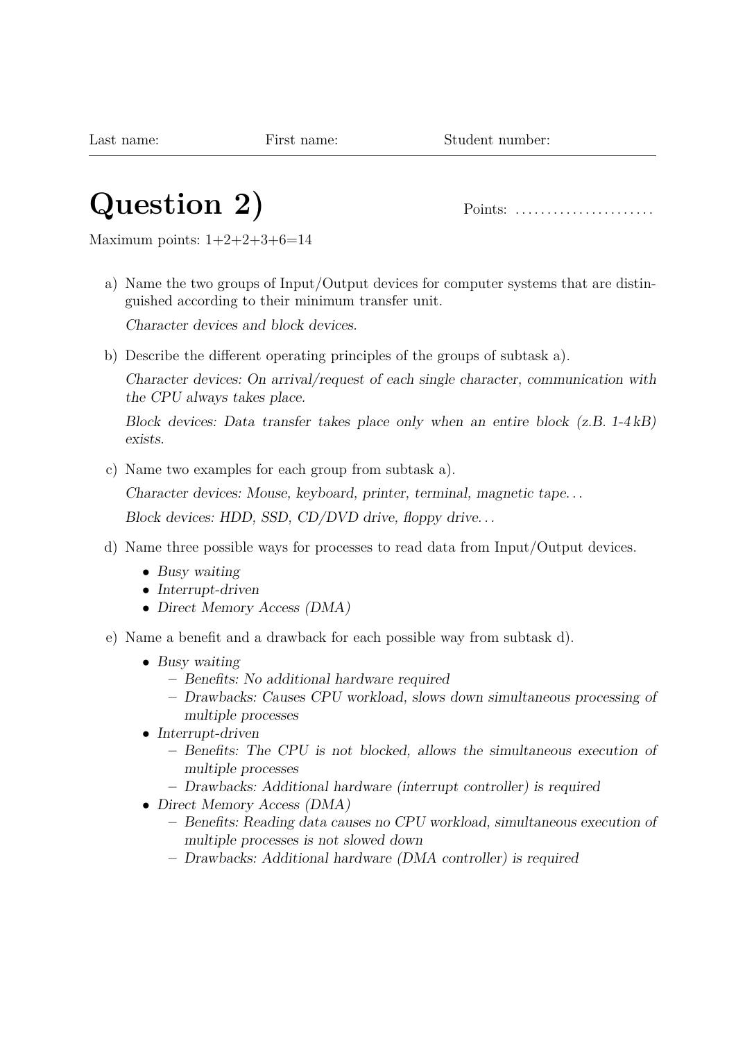Last name: First name: Student number:

# Question 2)

Points: ......................

Maximum points: 1+2+2+3+6=14

a) Name the two groups of Input/Output devices for computer systems that are distinguished according to their minimum transfer unit.

*Character devices and block devices.*

b) Describe the different operating principles of the groups of subtask a).

*Character devices: On arrival/request of each single character, communication with the CPU always takes place.*

*Block devices: Data transfer takes place only when an entire block (z.B. 1-4 kB) exists.*

c) Name two examples for each group from subtask a).

*Character devices: Mouse, keyboard, printer, terminal, magnetic tape...*

*Block devices: HDD, SSD, CD/DVD drive, floppy drive...*

d) Name three possible ways for processes to read data from Input/Output devices.

- *Busy waiting*
- *Interrupt-driven*
- *Direct Memory Access (DMA)*

e) Name a benefit and a drawback for each possible way from subtask d).

- *Busy waiting*
  - *Benefits: No additional hardware required*
  - *Drawbacks: Causes CPU workload, slows down simultaneous processing of multiple processes*
- *Interrupt-driven*
  - *Benefits: The CPU is not blocked, allows the simultaneous execution of multiple processes*
  - *Drawbacks: Additional hardware (interrupt controller) is required*
- *Direct Memory Access (DMA)*
  - *Benefits: Reading data causes no CPU workload, simultaneous execution of multiple processes is not slowed down*
  - *Drawbacks: Additional hardware (DMA controller) is required*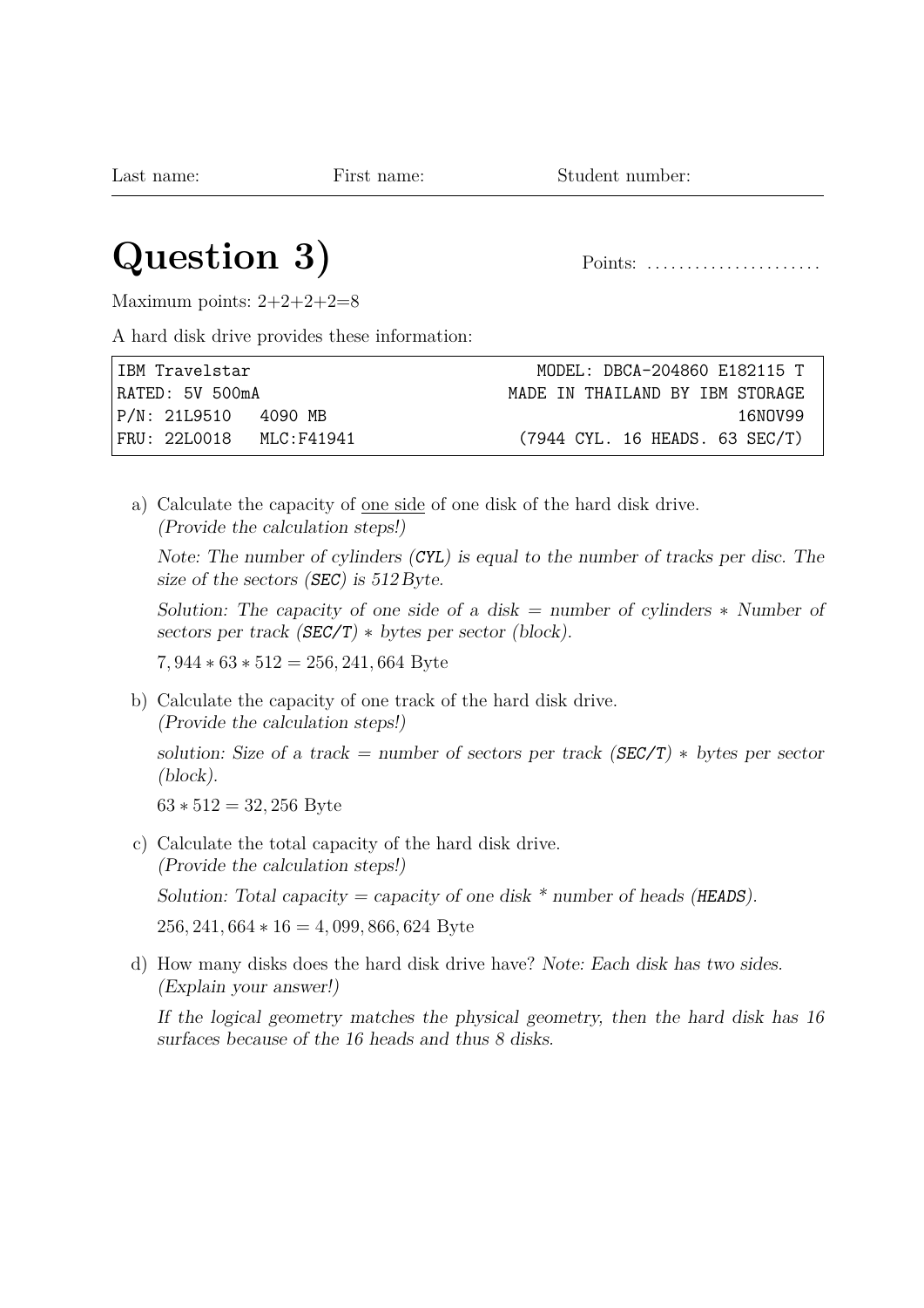Last name: First name: Student number:

# Question 3)

Points: ......................

Maximum points: 2+2+2+2=8

A hard disk drive provides these information:

```
IBM Travelstar                        MODEL: DBCA-204860 E182115 T
RATED: 5V 500mA                       MADE IN THAILAND BY IBM STORAGE
P/N: 21L9510   4090 MB                                        16NOV99
FRU: 22L0018   MLC:F41941              (7944 CYL. 16 HEADS. 63 SEC/T)
```

a) Calculate the capacity of <u>one side</u> of one disk of the hard disk drive.
*(Provide the calculation steps!)*

*Note: The number of cylinders (`CYL`) is equal to the number of tracks per disc. The size of the sectors (`SEC`) is 512 Byte.*

*Solution: The capacity of one side of a disk = number of cylinders * Number of sectors per track (`SEC/T`) * bytes per sector (block).*

$7,944 * 63 * 512 = 256,241,664$ Byte

b) Calculate the capacity of one track of the hard disk drive.
*(Provide the calculation steps!)*

*solution: Size of a track = number of sectors per track (`SEC/T`) * bytes per sector (block).*

$63 * 512 = 32,256$ Byte

c) Calculate the total capacity of the hard disk drive.
*(Provide the calculation steps!)*

*Solution: Total capacity = capacity of one disk * number of heads (`HEADS`).*

$256,241,664 * 16 = 4,099,866,624$ Byte

d) How many disks does the hard disk drive have? *Note: Each disk has two sides. (Explain your answer!)*

*If the logical geometry matches the physical geometry, then the hard disk has 16 surfaces because of the 16 heads and thus 8 disks.*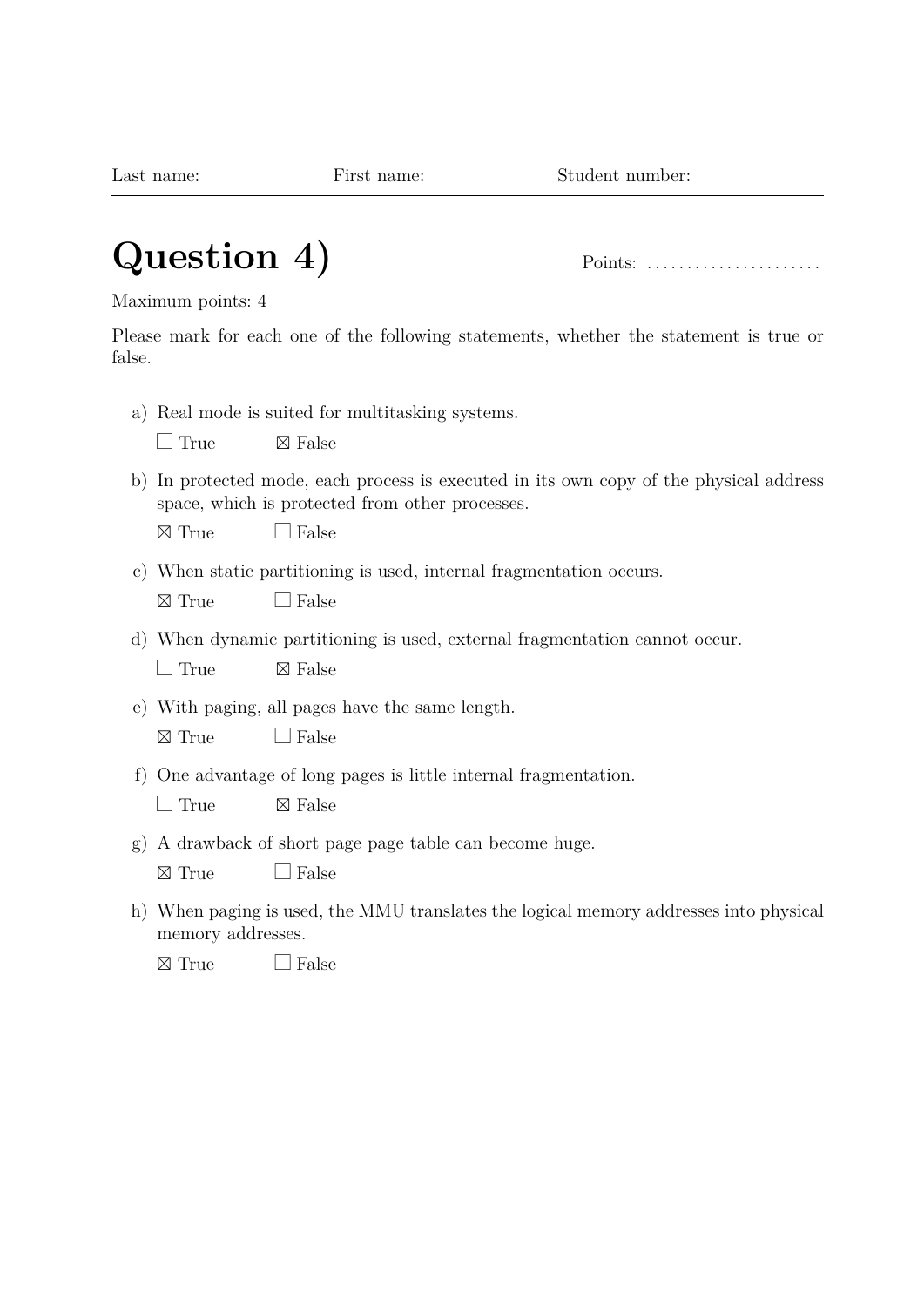Last name: First name: Student number:

# Question 4)

Points: ......................

Maximum points: 4

Please mark for each one of the following statements, whether the statement is true or false.

a) Real mode is suited for multitasking systems.

☐ True ☒ False

b) In protected mode, each process is executed in its own copy of the physical address space, which is protected from other processes.

☒ True ☐ False

c) When static partitioning is used, internal fragmentation occurs.

☒ True ☐ False

d) When dynamic partitioning is used, external fragmentation cannot occur.

☐ True ☒ False

e) With paging, all pages have the same length.

☒ True ☐ False

f) One advantage of long pages is little internal fragmentation.

☐ True ☒ False

g) A drawback of short page page table can become huge.

☒ True ☐ False

h) When paging is used, the MMU translates the logical memory addresses into physical memory addresses.

☒ True ☐ False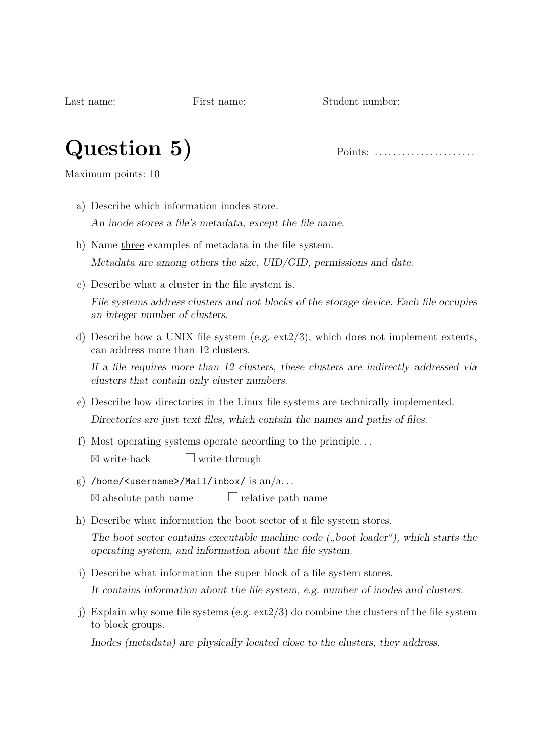Last name: First name: Student number:

# Question 5)

Points: ......................

Maximum points: 10

a) Describe which information inodes store.

*An inode stores a file's metadata, except the file name.*

b) Name three examples of metadata in the file system.

*Metadata are among others the size, UID/GID, permissions and date.*

c) Describe what a cluster in the file system is.

*File systems address clusters and not blocks of the storage device. Each file occupies an integer number of clusters.*

d) Describe how a UNIX file system (e.g. ext2/3), which does not implement extents, can address more than 12 clusters.

*If a file requires more than 12 clusters, these clusters are indirectly addressed via clusters that contain only cluster numbers.*

e) Describe how directories in the Linux file systems are technically implemented.

*Directories are just text files, which contain the names and paths of files.*

f) Most operating systems operate according to the principle...

☒ write-back ☐ write-through

g) `/home/<username>/Mail/inbox/` is an/a...

☒ absolute path name ☐ relative path name

h) Describe what information the boot sector of a file system stores.

*The boot sector contains executable machine code („boot loader"), which starts the operating system, and information about the file system.*

i) Describe what information the super block of a file system stores.

*It contains information about the file system, e.g. number of inodes and clusters.*

j) Explain why some file systems (e.g. ext2/3) do combine the clusters of the file system to block groups.

*Inodes (metadata) are physically located close to the clusters, they address.*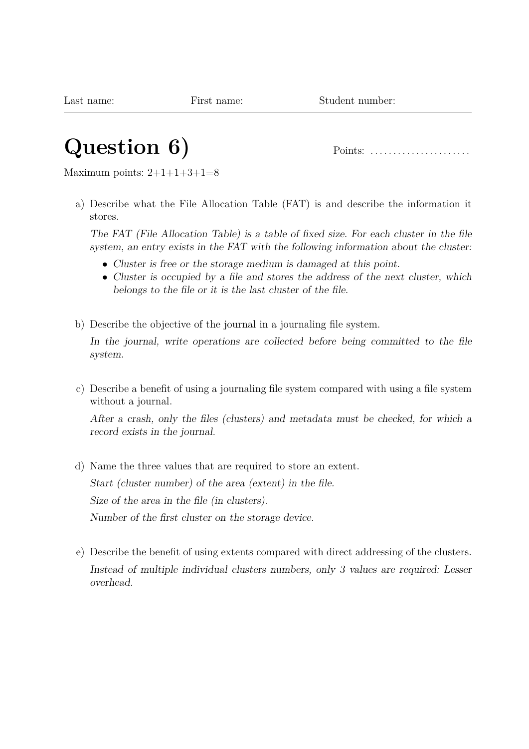Last name: First name: Student number:

# Question 6)

Points: ......................

Maximum points: 2+1+1+3+1=8

a) Describe what the File Allocation Table (FAT) is and describe the information it stores.

   *The FAT (File Allocation Table) is a table of fixed size. For each cluster in the file system, an entry exists in the FAT with the following information about the cluster:*

   - *Cluster is free or the storage medium is damaged at this point.*
   - *Cluster is occupied by a file and stores the address of the next cluster, which belongs to the file or it is the last cluster of the file.*

b) Describe the objective of the journal in a journaling file system.

   *In the journal, write operations are collected before being committed to the file system.*

c) Describe a benefit of using a journaling file system compared with using a file system without a journal.

   *After a crash, only the files (clusters) and metadata must be checked, for which a record exists in the journal.*

d) Name the three values that are required to store an extent.

   *Start (cluster number) of the area (extent) in the file.*

   *Size of the area in the file (in clusters).*

   *Number of the first cluster on the storage device.*

e) Describe the benefit of using extents compared with direct addressing of the clusters.

   *Instead of multiple individual clusters numbers, only 3 values are required: Lesser overhead.*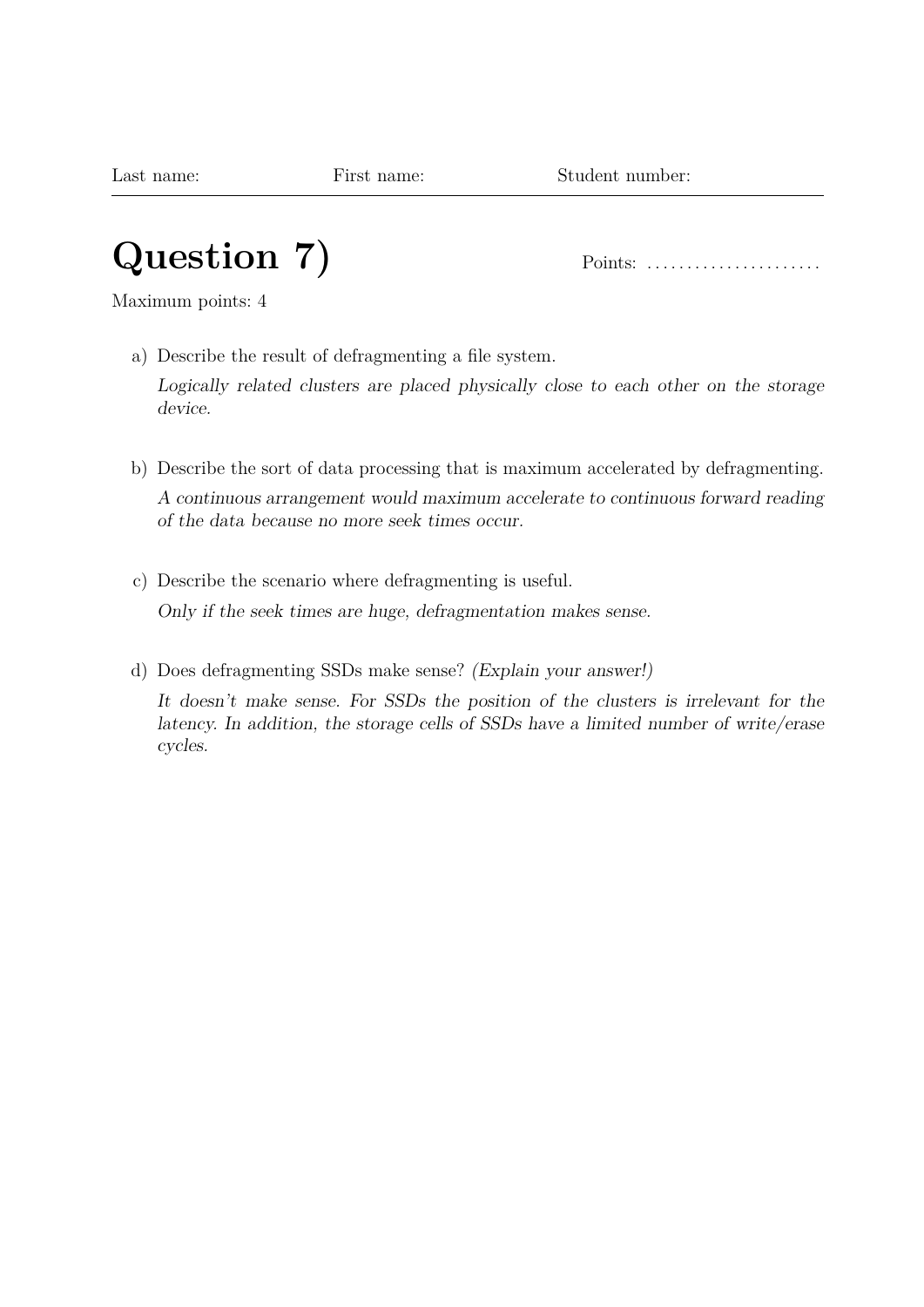Last name: First name: Student number:

# Question 7)

Points: ......................

Maximum points: 4

a) Describe the result of defragmenting a file system.

   *Logically related clusters are placed physically close to each other on the storage device.*

b) Describe the sort of data processing that is maximum accelerated by defragmenting.

   *A continuous arrangement would maximum accelerate to continuous forward reading of the data because no more seek times occur.*

c) Describe the scenario where defragmenting is useful.

   *Only if the seek times are huge, defragmentation makes sense.*

d) Does defragmenting SSDs make sense? *(Explain your answer!)*

   *It doesn't make sense. For SSDs the position of the clusters is irrelevant for the latency. In addition, the storage cells of SSDs have a limited number of write/erase cycles.*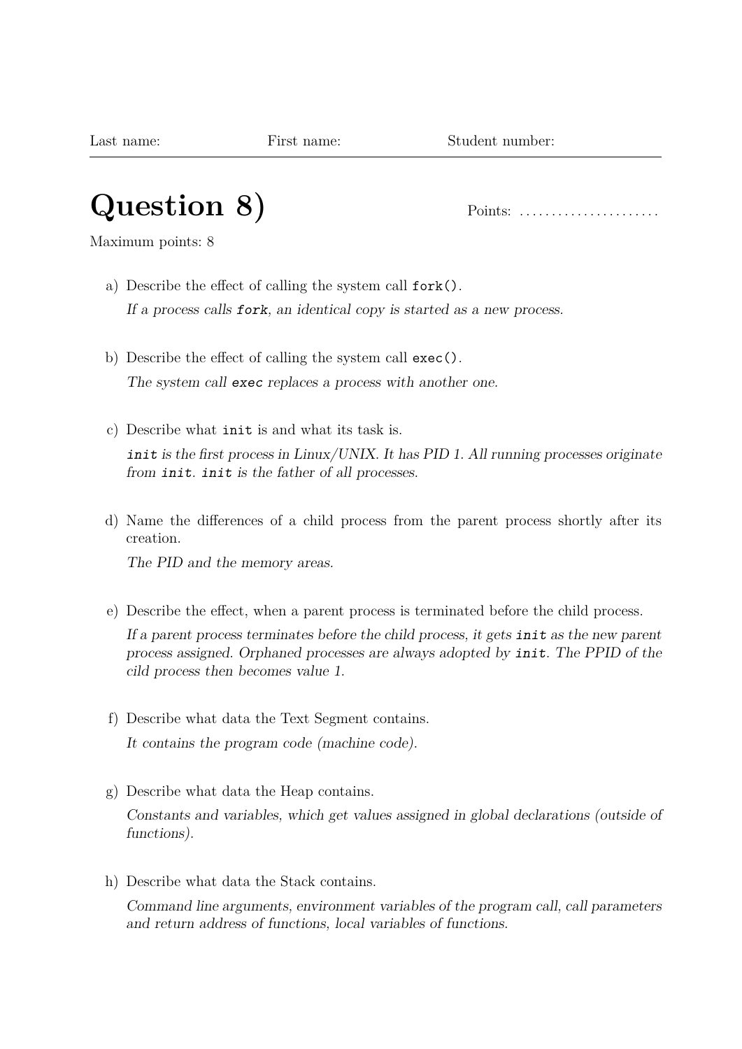Last name: First name: Student number:

# Question 8)

Points: ......................

Maximum points: 8

a) Describe the effect of calling the system call `fork()`.

   *If a process calls `fork`, an identical copy is started as a new process.*

b) Describe the effect of calling the system call `exec()`.

   *The system call `exec` replaces a process with another one.*

c) Describe what `init` is and what its task is.

   *`init` is the first process in Linux/UNIX. It has PID 1. All running processes originate from `init`. `init` is the father of all processes.*

d) Name the differences of a child process from the parent process shortly after its creation.

   *The PID and the memory areas.*

e) Describe the effect, when a parent process is terminated before the child process.

   *If a parent process terminates before the child process, it gets `init` as the new parent process assigned. Orphaned processes are always adopted by `init`. The PPID of the cild process then becomes value 1.*

f) Describe what data the Text Segment contains.

   *It contains the program code (machine code).*

g) Describe what data the Heap contains.

   *Constants and variables, which get values assigned in global declarations (outside of functions).*

h) Describe what data the Stack contains.

   *Command line arguments, environment variables of the program call, call parameters and return address of functions, local variables of functions.*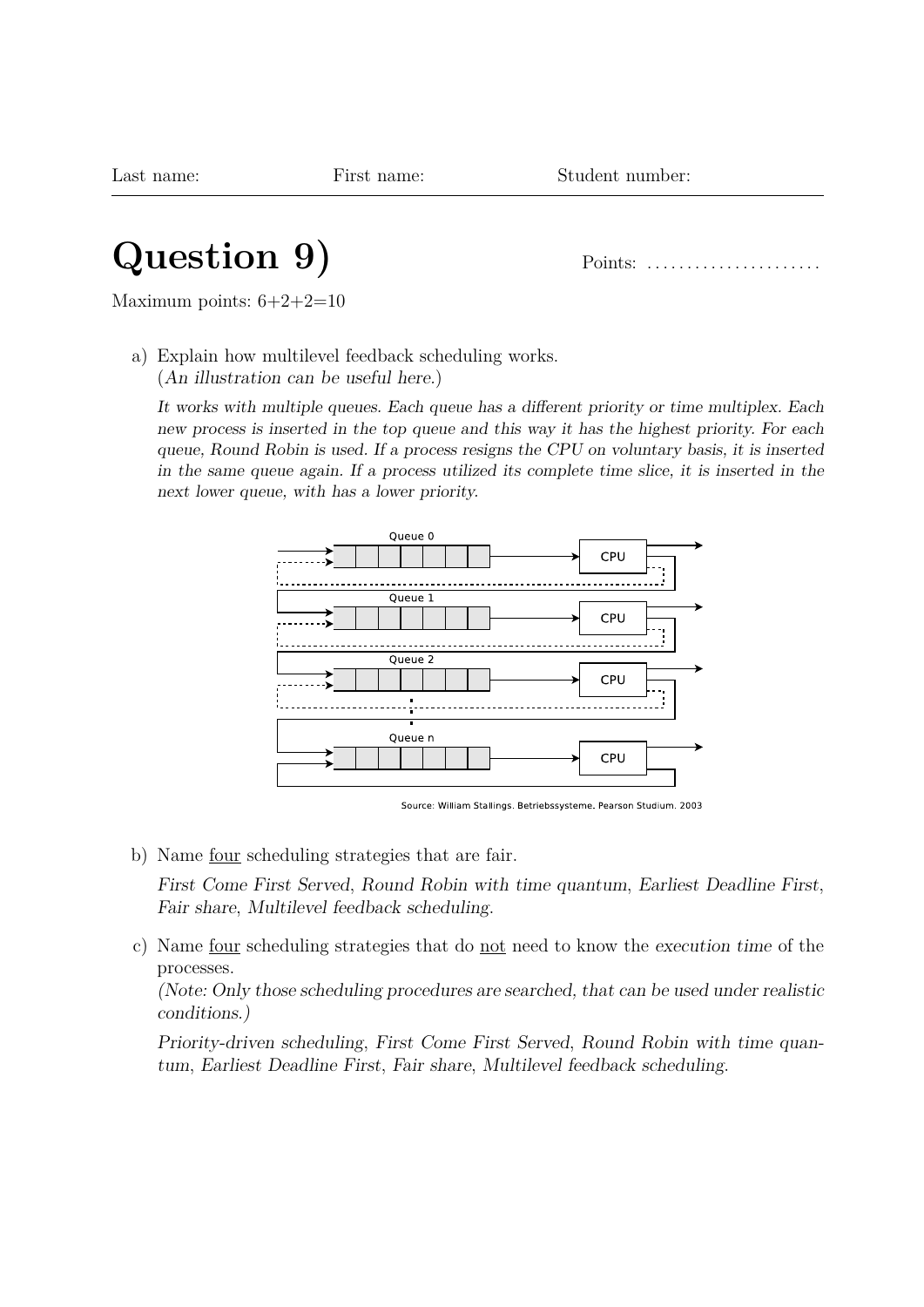Last name: First name: Student number:

# Question 9)

Points: ......................

Maximum points: 6+2+2=10

a) Explain how multilevel feedback scheduling works.
(*An illustration can be useful here.*)

*It works with multiple queues. Each queue has a different priority or time multiplex. Each new process is inserted in the top queue and this way it has the highest priority. For each queue, Round Robin is used. If a process resigns the CPU on voluntary basis, it is inserted in the same queue again. If a process utilized its complete time slice, it is inserted in the next lower queue, with has a lower priority.*

Source: William Stallings. Betriebssysteme. Pearson Studium. 2003

b) Name four scheduling strategies that are fair.

*First Come First Served, Round Robin with time quantum, Earliest Deadline First, Fair share, Multilevel feedback scheduling.*

c) Name four scheduling strategies that do not need to know the *execution time* of the processes.
*(Note: Only those scheduling procedures are searched, that can be used under realistic conditions.)*

*Priority-driven scheduling, First Come First Served, Round Robin with time quantum, Earliest Deadline First, Fair share, Multilevel feedback scheduling.*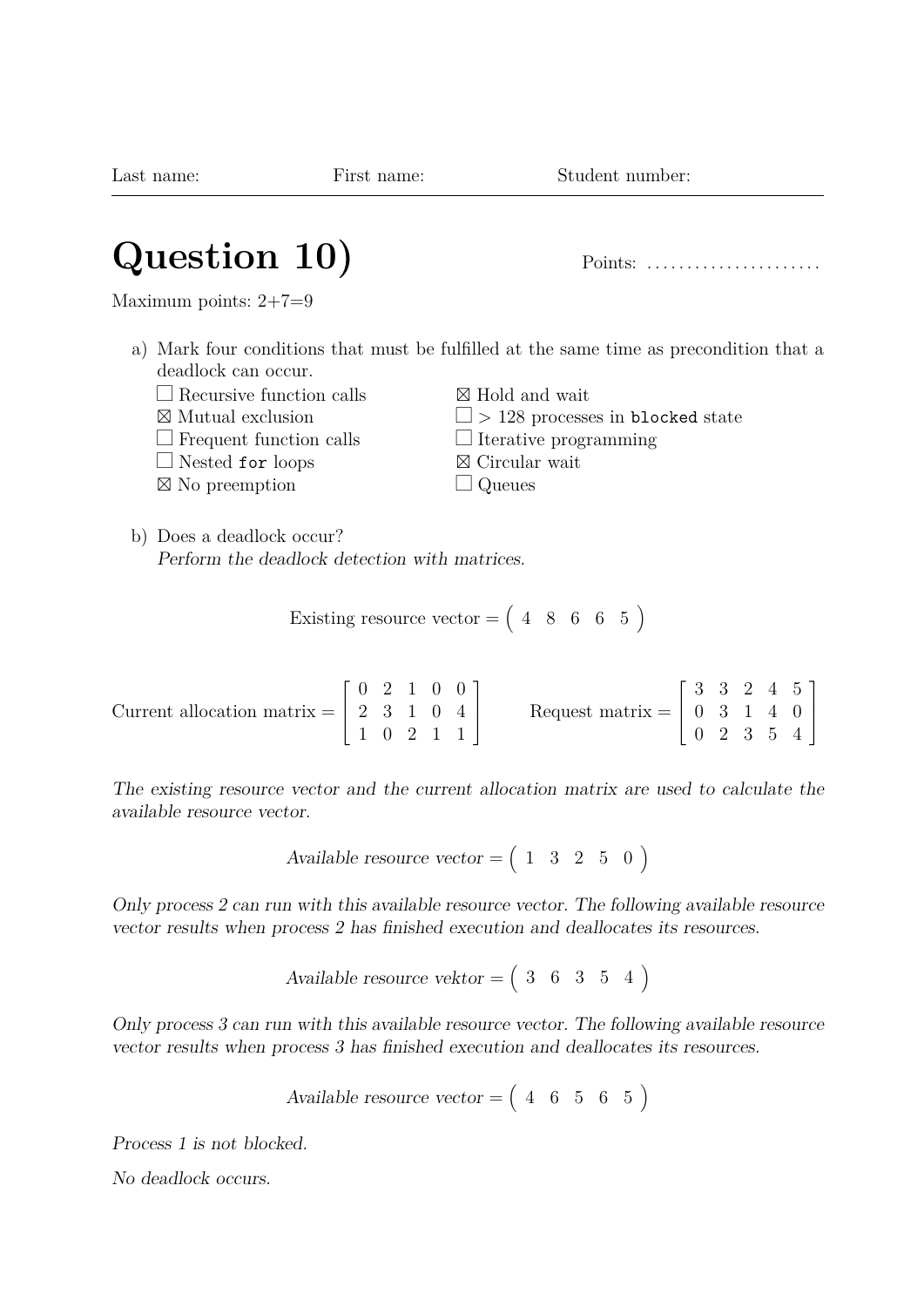Last name: First name: Student number:

# Question 10)

Points: ......................

Maximum points: 2+7=9

a) Mark four conditions that must be fulfilled at the same time as precondition that a deadlock can occur.

- ☐ Recursive function calls
- ☒ Mutual exclusion
- ☐ Frequent function calls
- ☐ Nested `for` loops
- ☒ No preemption
- ☒ Hold and wait
- ☐ > 128 processes in `blocked` state
- ☐ Iterative programming
- ☒ Circular wait
- ☐ Queues

b) Does a deadlock occur?
*Perform the deadlock detection with matrices.*

$$\text{Existing resource vector} = \begin{pmatrix} 4 & 8 & 6 & 6 & 5 \end{pmatrix}$$

$$\text{Current allocation matrix} = \begin{bmatrix} 0 & 2 & 1 & 0 & 0 \\ 2 & 3 & 1 & 0 & 4 \\ 1 & 0 & 2 & 1 & 1 \end{bmatrix} \qquad \text{Request matrix} = \begin{bmatrix} 3 & 3 & 2 & 4 & 5 \\ 0 & 3 & 1 & 4 & 0 \\ 0 & 2 & 3 & 5 & 4 \end{bmatrix}$$

*The existing resource vector and the current allocation matrix are used to calculate the available resource vector.*

$$\textit{Available resource vector} = \begin{pmatrix} 1 & 3 & 2 & 5 & 0 \end{pmatrix}$$

*Only process 2 can run with this available resource vector. The following available resource vector results when process 2 has finished execution and deallocates its resources.*

$$\textit{Available resource vektor} = \begin{pmatrix} 3 & 6 & 3 & 5 & 4 \end{pmatrix}$$

*Only process 3 can run with this available resource vector. The following available resource vector results when process 3 has finished execution and deallocates its resources.*

$$\textit{Available resource vector} = \begin{pmatrix} 4 & 6 & 5 & 6 & 5 \end{pmatrix}$$

*Process 1 is not blocked.*

*No deadlock occurs.*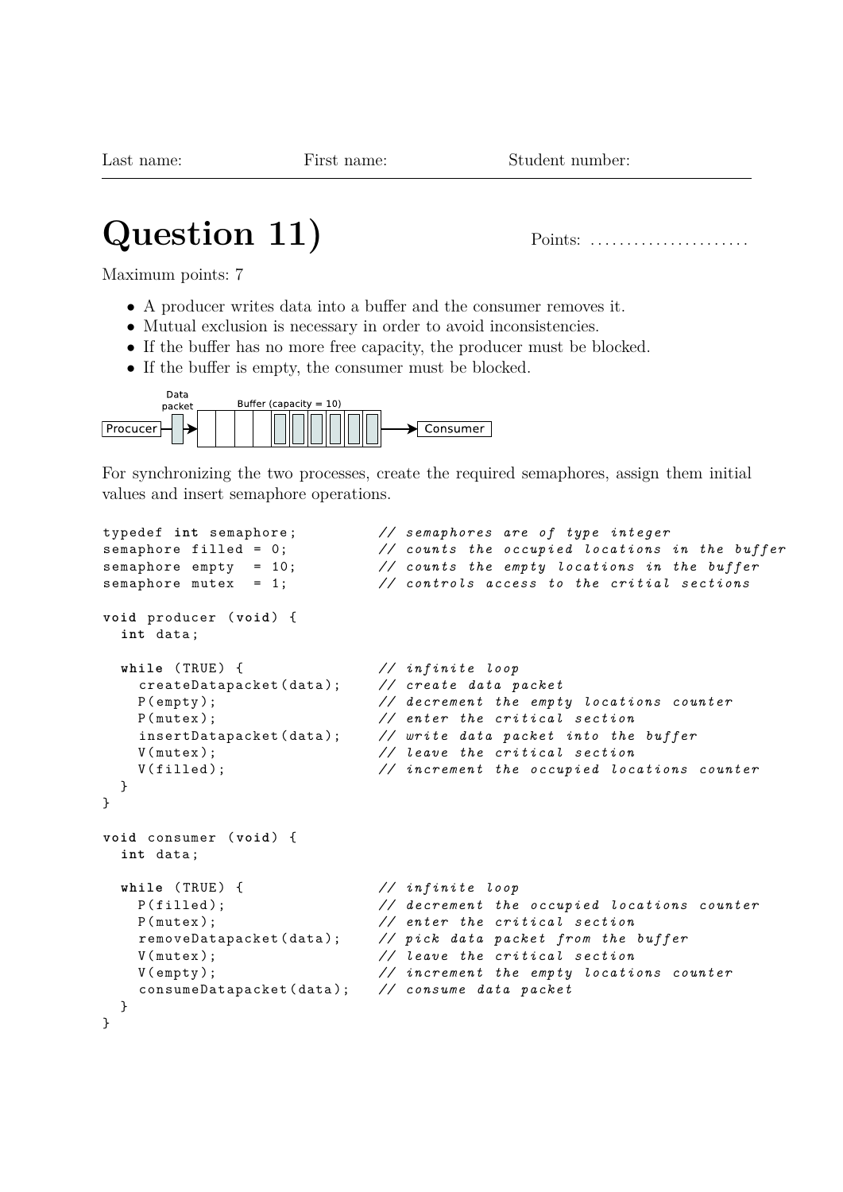Last name: First name: Student number:

# Question 11)

Points: ......................

Maximum points: 7

- A producer writes data into a buffer and the consumer removes it.
- Mutual exclusion is necessary in order to avoid inconsistencies.
- If the buffer has no more free capacity, the producer must be blocked.
- If the buffer is empty, the consumer must be blocked.

Data packet

Buffer (capacity = 10)

Procucer

Consumer

For synchronizing the two processes, create the required semaphores, assign them initial values and insert semaphore operations.

```
typedef int semaphore;          // semaphores are of type integer
semaphore filled = 0;           // counts the occupied locations in the buffer
semaphore empty  = 10;          // counts the empty locations in the buffer
semaphore mutex  = 1;           // controls access to the critial sections

void producer (void) {
  int data;

  while (TRUE) {                // infinite loop
    createDatapacket(data);     // create data packet
    P(empty);                   // decrement the empty locations counter
    P(mutex);                   // enter the critical section
    insertDatapacket(data);     // write data packet into the buffer
    V(mutex);                   // leave the critical section
    V(filled);                  // increment the occupied locations counter
  }
}

void consumer (void) {
  int data;

  while (TRUE) {                // infinite loop
    P(filled);                  // decrement the occupied locations counter
    P(mutex);                   // enter the critical section
    removeDatapacket(data);     // pick data packet from the buffer
    V(mutex);                   // leave the critical section
    V(empty);                   // increment the empty locations counter
    consumeDatapacket(data);    // consume data packet
  }
}
```